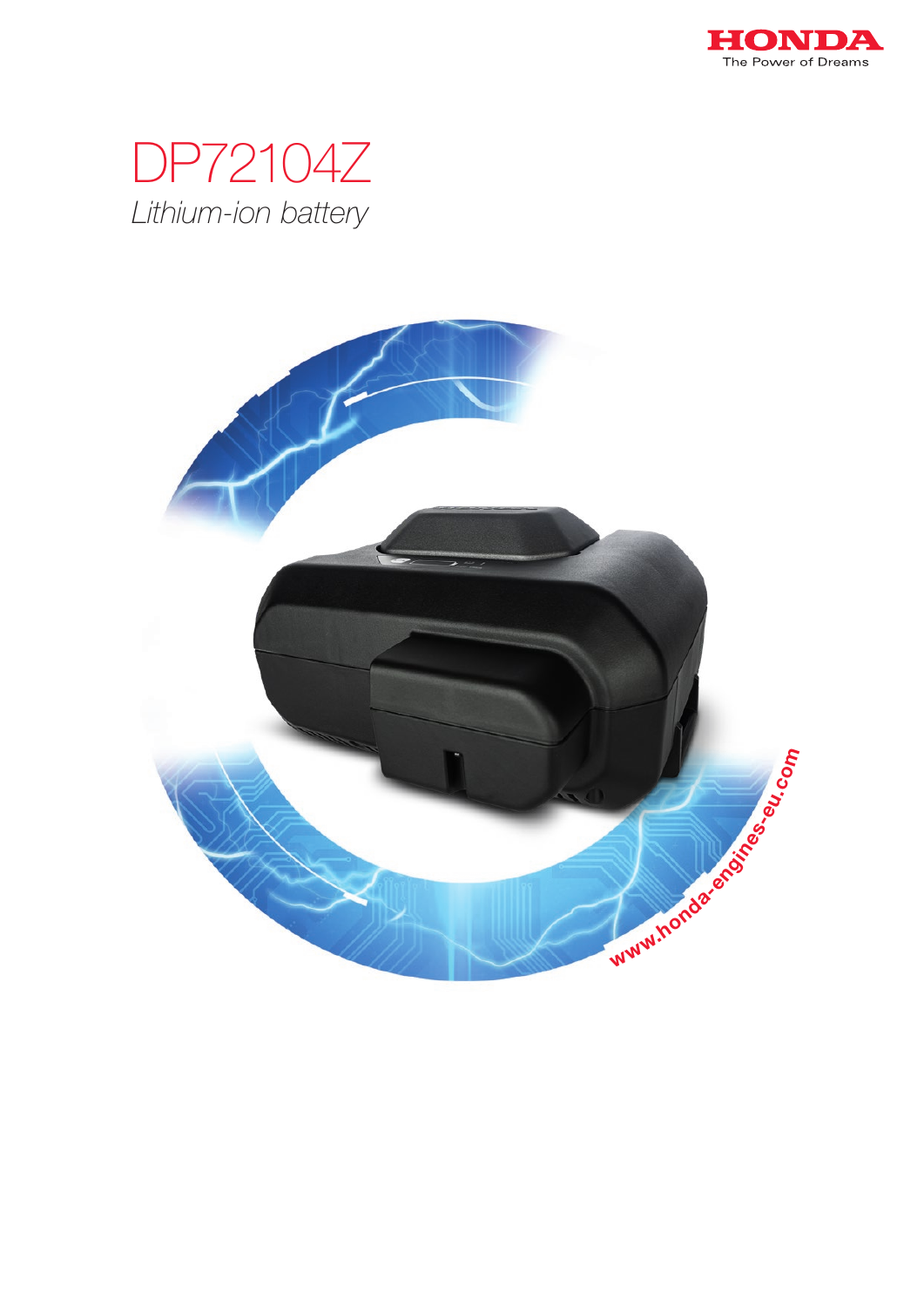HONDA

The Power of Dreams

# DP72104Z

*Lithium-ion battery*

www.honda-engines-eu.com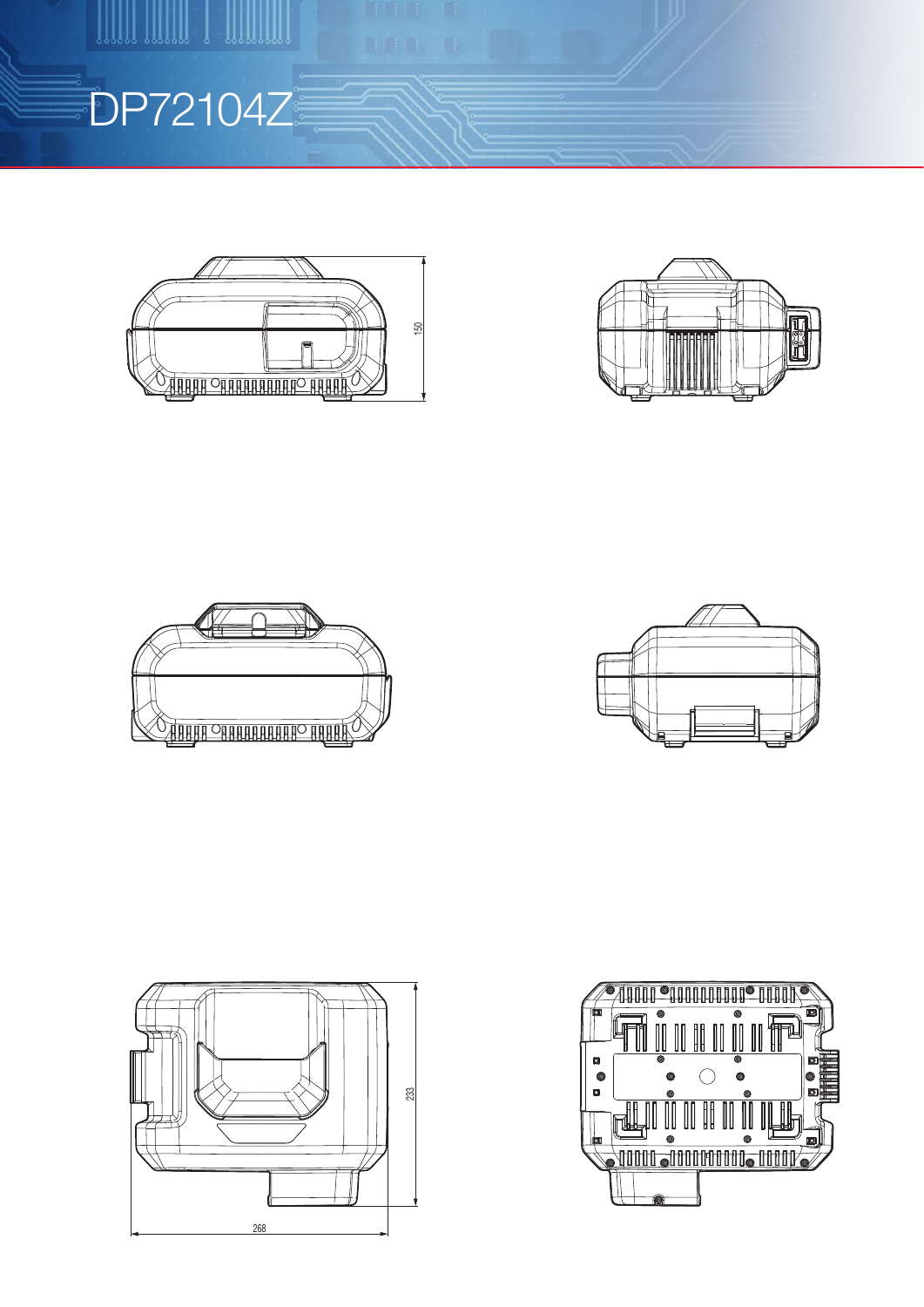# DP72104Z

150

233

268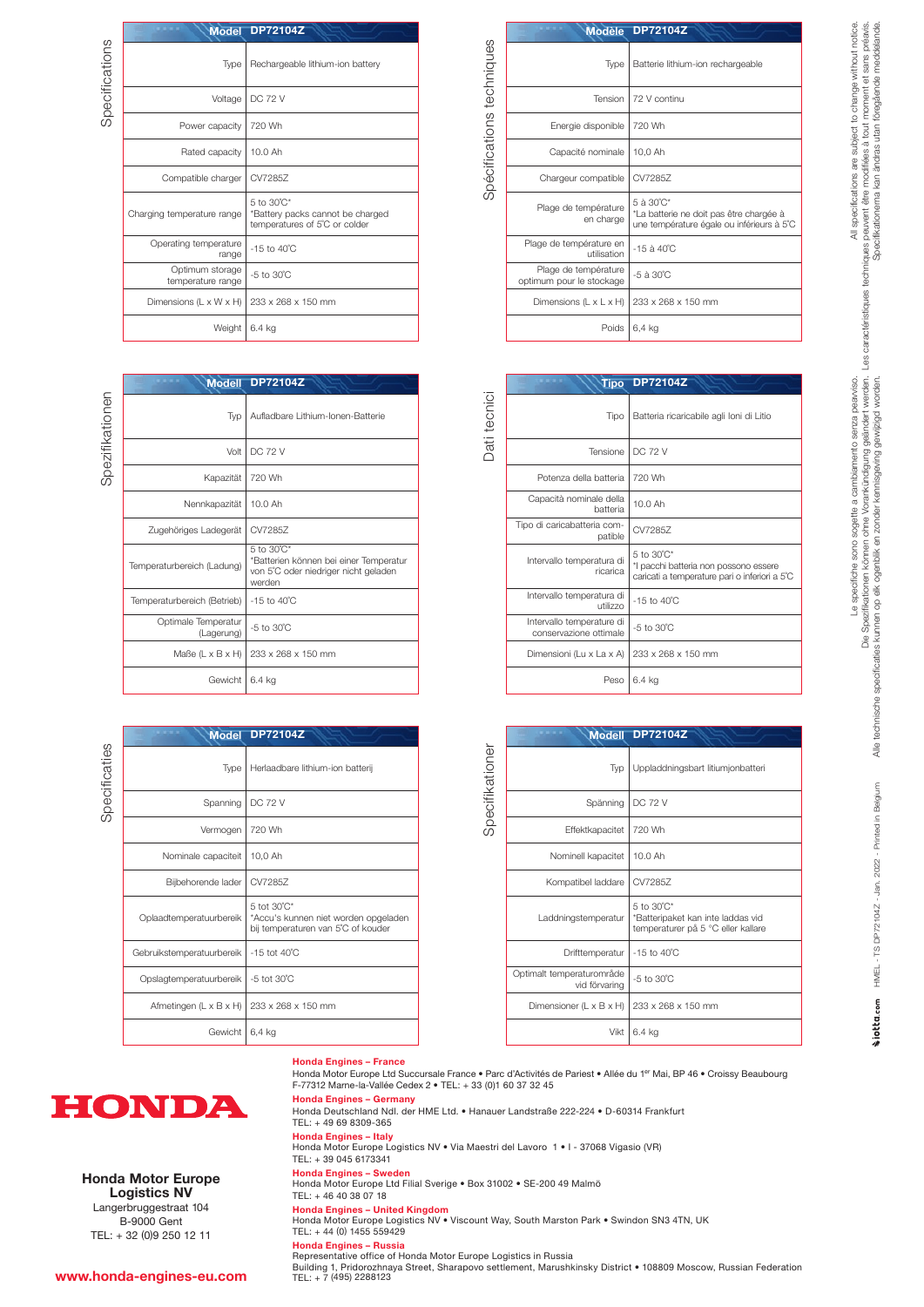## Specifications

| Model | DP72104Z |
|---|---|
| Type | Rechargeable lithium-ion battery |
| Voltage | DC 72 V |
| Power capacity | 720 Wh |
| Rated capacity | 10.0 Ah |
| Compatible charger | CV7285Z |
| Charging temperature range | 5 to 30˚C* *Battery packs cannot be charged temperatures of 5˚C or colder |
| Operating temperature range | -15 to 40˚C |
| Optimum storage temperature range | -5 to 30˚C |
| Dimensions (L x W x H) | 233 x 268 x 150 mm |
| Weight | 6.4 kg |

## Spécifications techniques

| Modèle | DP72104Z |
|---|---|
| Type | Batterie lithium-ion rechargeable |
| Tension | 72 V continu |
| Energie disponible | 720 Wh |
| Capacité nominale | 10,0 Ah |
| Chargeur compatible | CV7285Z |
| Plage de température en charge | 5 à 30˚C* *La batterie ne doit pas être chargée à une température égale ou inférieurs à 5˚C |
| Plage de température en utilisation | -15 à 40˚C |
| Plage de température optimum pour le stockage | -5 à 30˚C |
| Dimensions (L x L x H) | 233 x 268 x 150 mm |
| Poids | 6,4 kg |

## Spezifikationen

| Modell | DP72104Z |
|---|---|
| Typ | Aufladbare Lithium-Ionen-Batterie |
| Volt | DC 72 V |
| Kapazität | 720 Wh |
| Nennkapazität | 10.0 Ah |
| Zugehöriges Ladegerät | CV7285Z |
| Temperaturbereich (Ladung) | 5 to 30˚C* *Batterien können bei einer Temperatur von 5˚C oder niedriger nicht geladen werden |
| Temperaturbereich (Betrieb) | -15 to 40˚C |
| Optimale Temperatur (Lagerung) | -5 to 30˚C |
| Maße (L x B x H) | 233 x 268 x 150 mm |
| Gewicht | 6.4 kg |

## Dati tecnici

| Tipo | DP72104Z |
|---|---|
| Tipo | Batteria ricaricabile agli Ioni di Litio |
| Tensione | DC 72 V |
| Potenza della batteria | 720 Wh |
| Capacità nominale della batteria | 10.0 Ah |
| Tipo di caricabatteria compatibile | CV7285Z |
| Intervallo temperatura di ricarica | 5 to 30˚C* *I pacchi batteria non possono essere caricati a temperature pari o inferiori a 5˚C |
| Intervallo temperatura di utilizzo | -15 to 40˚C |
| Intervallo temperature di conservazione ottimale | -5 to 30˚C |
| Dimensioni (Lu x La x A) | 233 x 268 x 150 mm |
| Peso | 6.4 kg |

## Specificaties

| Model | DP72104Z |
|---|---|
| Type | Herlaadbare lithium-ion batterij |
| Spanning | DC 72 V |
| Vermogen | 720 Wh |
| Nominale capaciteit | 10,0 Ah |
| Bijbehorende lader | CV7285Z |
| Oplaadtemperatuurbereik | 5 tot 30˚C* *Accu's kunnen niet worden opgeladen bij temperaturen van 5˚C of kouder |
| Gebruikstemperatuurbereik | -15 tot 40˚C |
| Opslagtemperatuurbereik | -5 tot 30˚C |
| Afmetingen (L x B x H) | 233 x 268 x 150 mm |
| Gewicht | 6,4 kg |

## Specifikationer

| Model | DP72104Z |
|---|---|
| Typ | Uppladdningsbart litiumjonbatteri |
| Spänning | DC 72 V |
| Effektkapacitet | 720 Wh |
| Nominell kapacitet | 10.0 Ah |
| Kompatibel laddare | CV7285Z |
| Laddningstemperatur | 5 to 30˚C* *Batteripaket kan inte laddas vid temperaturer på 5 °C eller kallare |
| Drifttemperatur | -15 to 40˚C |
| Optimalt temperaturområde vid förvaring | -5 to 30˚C |
| Dimensioner (L x B x H) | 233 x 268 x 150 mm |
| Vikt | 6.4 kg |

All specifications are subject to change without notice.
Les caractéristiques techniques peuvent être modifiées à tout moment et sans préavis.
Specifikationerna kan ändras utan föregående meddelande.
Le specifiche sono soggette a cambiamento senza preavviso.
Die Spezifikationen können ohne Vorankündigung geändert werden.
Alle technische specificaties kunnen op elk ogenblik en zonder kennisgeving gewijzigd worden.

HMEL - TS DP72104Z - Jan. 2022 - Printed in Belgium

**HONDA**

**Honda Motor Europe Logistics NV**
Langerbruggestraat 104
B-9000 Gent
TEL: + 32 (0)9 250 12 11

**www.honda-engines-eu.com**

**Honda Engines – France**
Honda Motor Europe Ltd Succursale France • Parc d'Activités de Pariest • Allée du 1er Mai, BP 46 • Croissy Beaubourg F-77312 Marne-la-Vallée Cedex 2 • TEL: + 33 (0)1 60 37 32 45

**Honda Engines – Germany**
Honda Deutschland Ndl. der HME Ltd. • Hanauer Landstraße 222-224 • D-60314 Frankfurt
TEL: + 49 69 8309-365

**Honda Engines – Italy**
Honda Motor Europe Logistics NV • Via Maestri del Lavoro 1 • I - 37068 Vigasio (VR)
TEL: + 39 045 6173341

**Honda Engines – Sweden**
Honda Motor Europe Ltd Filial Sverige • Box 31002 • SE-200 49 Malmö
TEL: + 46 40 38 07 18

**Honda Engines – United Kingdom**
Honda Motor Europe Logistics NV • Viscount Way, South Marston Park • Swindon SN3 4TN, UK
TEL: + 44 (0) 1455 559429

**Honda Engines – Russia**
Representative office of Honda Motor Europe Logistics in Russia
Building 1, Pridorozhnaya Street, Sharapovo settlement, Marushkinsky District • 108809 Moscow, Russian Federation
TEL: + 7 (495) 2288123